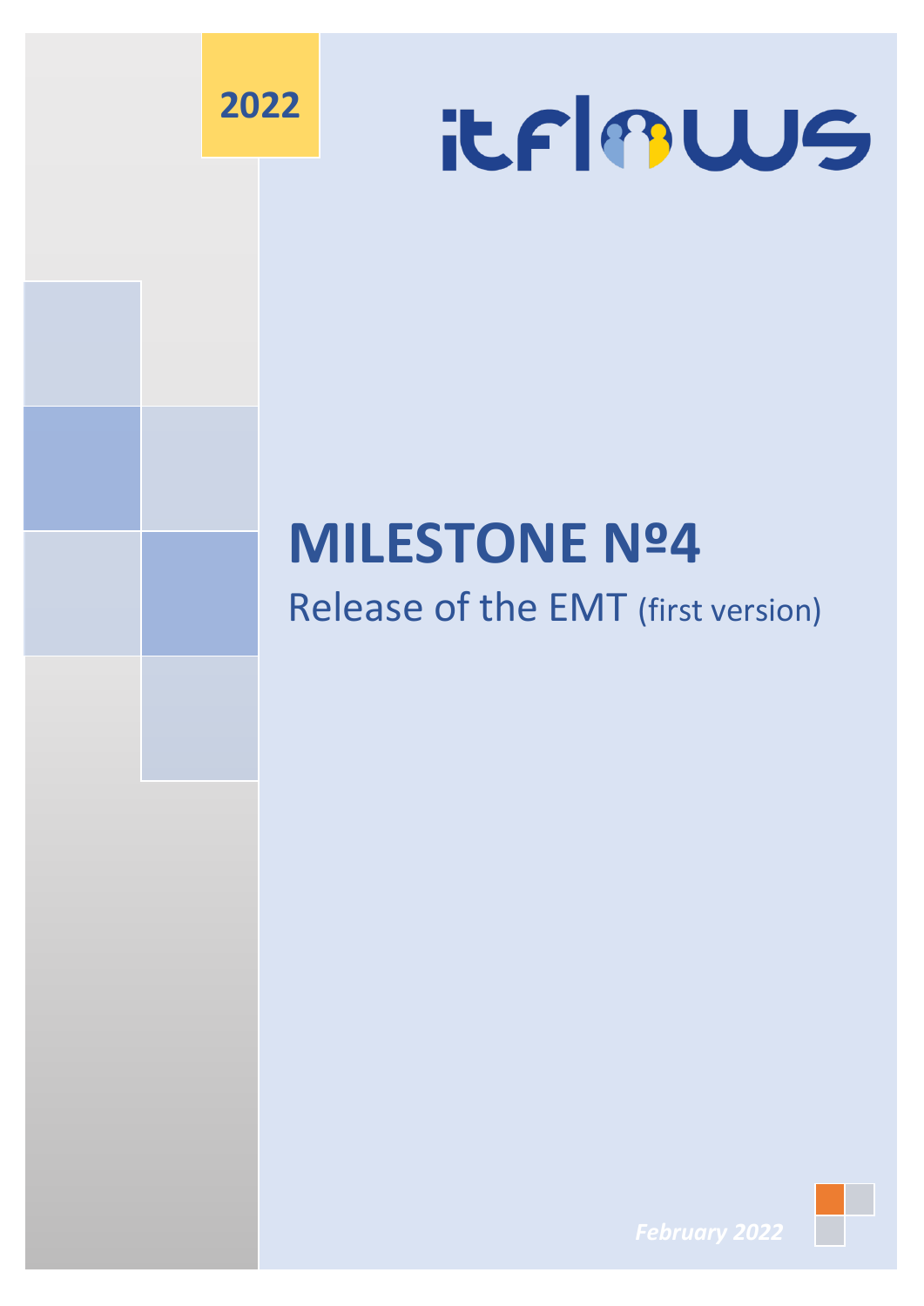2022

itflows

# MILESTONE Nº4

## Release of the EMT (first version)

*February 2022*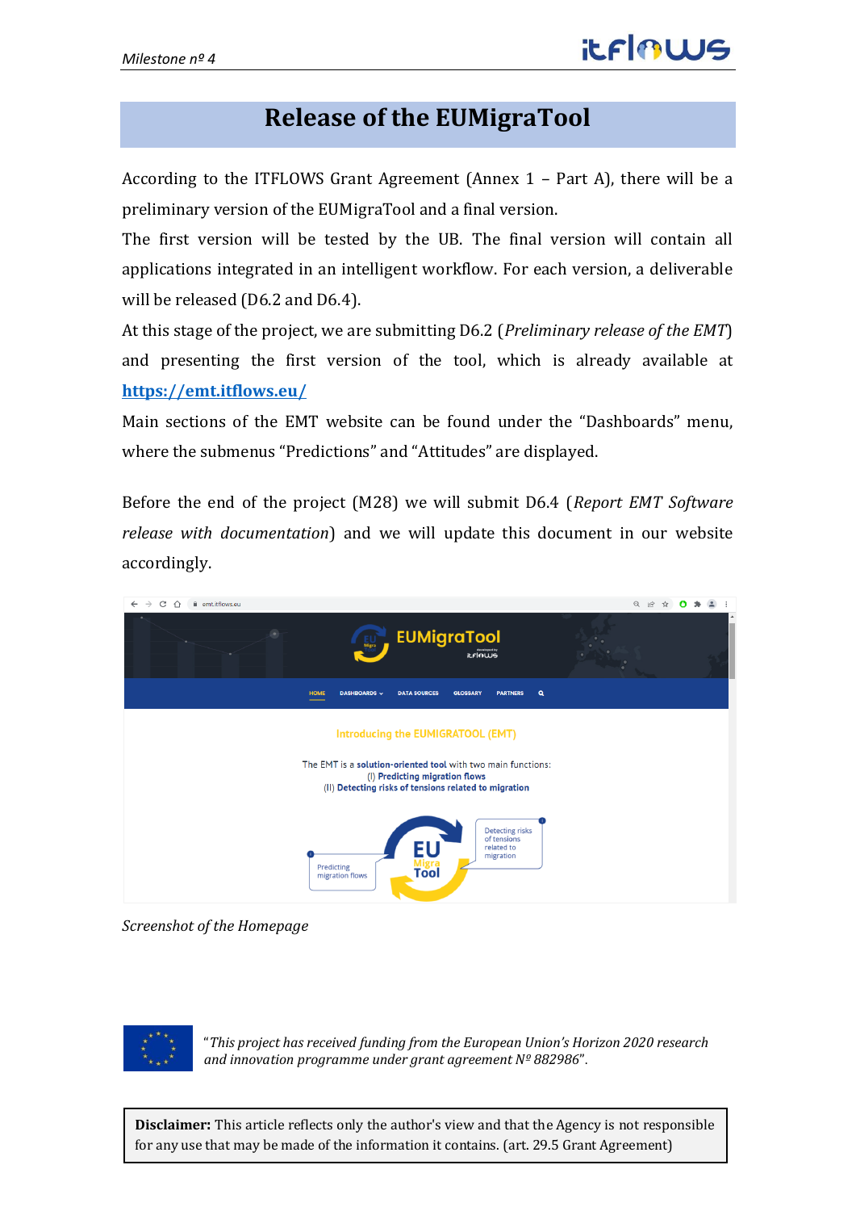# Release of the EUMigraTool

According to the ITFLOWS Grant Agreement (Annex 1 – Part A), there will be a preliminary version of the EUMigraTool and a final version.

The first version will be tested by the UB. The final version will contain all applications integrated in an intelligent workflow. For each version, a deliverable will be released (D6.2 and D6.4).

At this stage of the project, we are submitting D6.2 (*Preliminary release of the EMT*) and presenting the first version of the tool, which is already available at **https://emt.itflows.eu/**

Main sections of the EMT website can be found under the "Dashboards" menu, where the submenus "Predictions" and "Attitudes" are displayed.

Before the end of the project (M28) we will submit D6.4 (*Report EMT Software release with documentation*) and we will update this document in our website accordingly.

*Screenshot of the Homepage*

*"This project has received funding from the European Union's Horizon 2020 research and innovation programme under grant agreement Nº 882986".*

**Disclaimer:** This article reflects only the author's view and that the Agency is not responsible for any use that may be made of the information it contains. (art. 29.5 Grant Agreement)